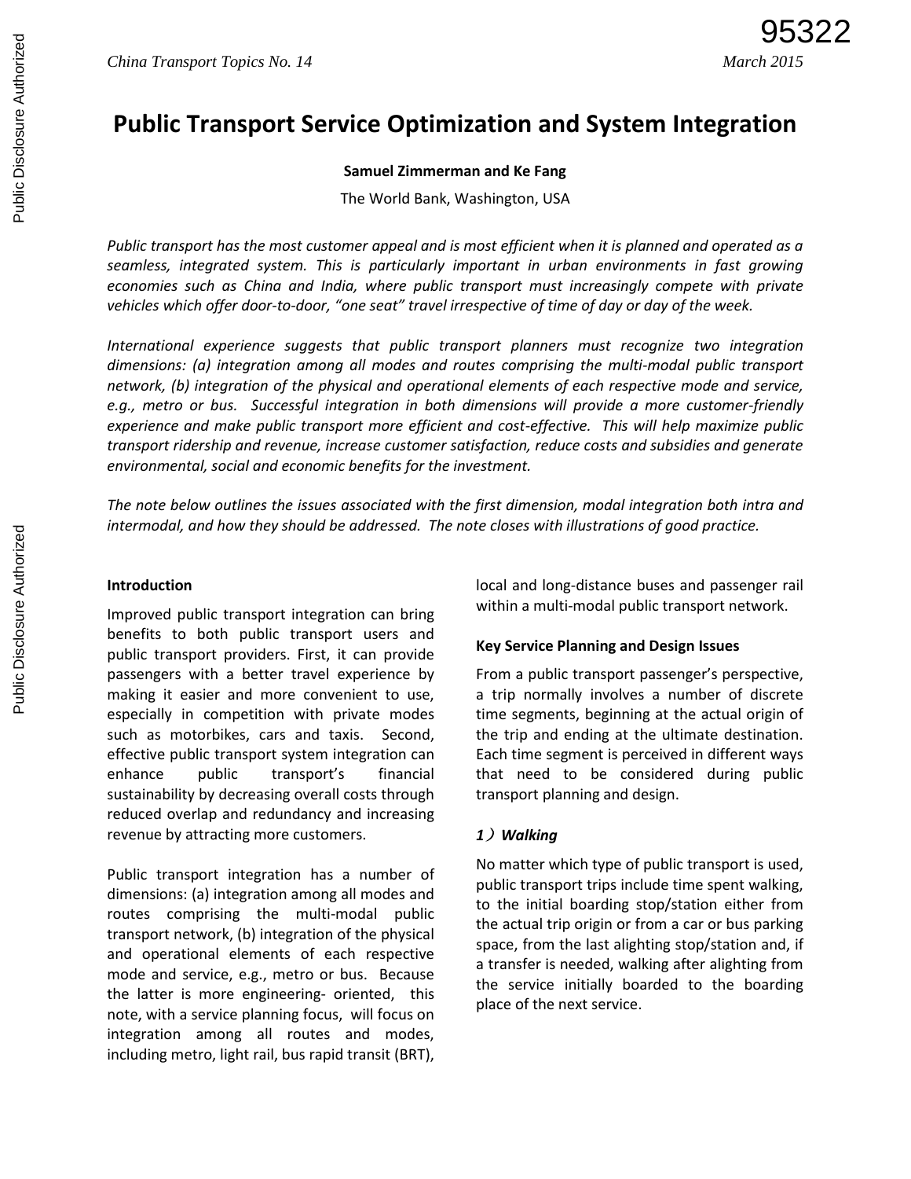# Public Transport Service Optimization and System Integration

**Samuel Zimmerman and Ke Fang**

The World Bank, Washington, USA

*Public transport has the most customer appeal and is most efficient when it is planned and operated as a seamless, integrated system. This is particularly important in urban environments in fast growing economies such as China and India, where public transport must increasingly compete with private vehicles which offer door-to-door, "one seat" travel irrespective of time of day or day of the week.*

*International experience suggests that public transport planners must recognize two integration dimensions: (a) integration among all modes and routes comprising the multi-modal public transport network, (b) integration of the physical and operational elements of each respective mode and service, e.g., metro or bus. Successful integration in both dimensions will provide a more customer-friendly experience and make public transport more efficient and cost-effective. This will help maximize public transport ridership and revenue, increase customer satisfaction, reduce costs and subsidies and generate environmental, social and economic benefits for the investment.*

*The note below outlines the issues associated with the first dimension, modal integration both intra and intermodal, and how they should be addressed. The note closes with illustrations of good practice.*

## Introduction

Improved public transport integration can bring benefits to both public transport users and public transport providers. First, it can provide passengers with a better travel experience by making it easier and more convenient to use, especially in competition with private modes such as motorbikes, cars and taxis. Second, effective public transport system integration can enhance public transport's financial sustainability by decreasing overall costs through reduced overlap and redundancy and increasing revenue by attracting more customers.

Public transport integration has a number of dimensions: (a) integration among all modes and routes comprising the multi-modal public transport network, (b) integration of the physical and operational elements of each respective mode and service, e.g., metro or bus. Because the latter is more engineering- oriented, this note, with a service planning focus, will focus on integration among all routes and modes, including metro, light rail, bus rapid transit (BRT), local and long-distance buses and passenger rail within a multi-modal public transport network.

## Key Service Planning and Design Issues

From a public transport passenger's perspective, a trip normally involves a number of discrete time segments, beginning at the actual origin of the trip and ending at the ultimate destination. Each time segment is perceived in different ways that need to be considered during public transport planning and design.

### *1）Walking*

No matter which type of public transport is used, public transport trips include time spent walking, to the initial boarding stop/station either from the actual trip origin or from a car or bus parking space, from the last alighting stop/station and, if a transfer is needed, walking after alighting from the service initially boarded to the boarding place of the next service.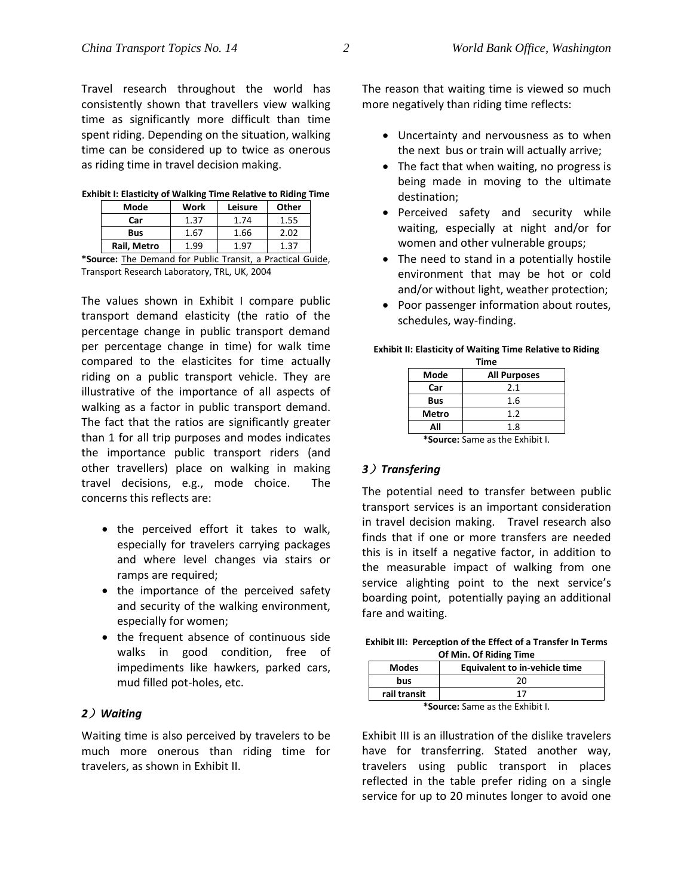Travel research throughout the world has consistently shown that travellers view walking time as significantly more difficult than time spent riding. Depending on the situation, walking time can be considered up to twice as onerous as riding time in travel decision making.

**Exhibit I: Elasticity of Walking Time Relative to Riding Time**

| Mode | Work | Leisure | Other |
|---|---|---|---|
| **Car** | 1.37 | 1.74 | 1.55 |
| **Bus** | 1.67 | 1.66 | 2.02 |
| **Rail, Metro** | 1.99 | 1.97 | 1.37 |

***Source:** The Demand for Public Transit, a Practical Guide, Transport Research Laboratory, TRL, UK, 2004

The values shown in Exhibit I compare public transport demand elasticity (the ratio of the percentage change in public transport demand per percentage change in time) for walk time compared to the elasticites for time actually riding on a public transport vehicle. They are illustrative of the importance of all aspects of walking as a factor in public transport demand. The fact that the ratios are significantly greater than 1 for all trip purposes and modes indicates the importance public transport riders (and other travellers) place on walking in making travel decisions, e.g., mode choice. The concerns this reflects are:

- the perceived effort it takes to walk, especially for travelers carrying packages and where level changes via stairs or ramps are required;
- the importance of the perceived safety and security of the walking environment, especially for women;
- the frequent absence of continuous side walks in good condition, free of impediments like hawkers, parked cars, mud filled pot-holes, etc.

### *2）Waiting*

Waiting time is also perceived by travelers to be much more onerous than riding time for travelers, as shown in Exhibit II.

The reason that waiting time is viewed so much more negatively than riding time reflects:

- Uncertainty and nervousness as to when the next bus or train will actually arrive;
- The fact that when waiting, no progress is being made in moving to the ultimate destination;
- Perceived safety and security while waiting, especially at night and/or for women and other vulnerable groups;
- The need to stand in a potentially hostile environment that may be hot or cold and/or without light, weather protection;
- Poor passenger information about routes, schedules, way-finding.

**Exhibit II: Elasticity of Waiting Time Relative to Riding Time**

| Mode | All Purposes |
|---|---|
| **Car** | 2.1 |
| **Bus** | 1.6 |
| **Metro** | 1.2 |
| **All** | 1.8 |

***Source:** Same as the Exhibit I.

### *3）Transfering*

The potential need to transfer between public transport services is an important consideration in travel decision making. Travel research also finds that if one or more transfers are needed this is in itself a negative factor, in addition to the measurable impact of walking from one service alighting point to the next service's boarding point, potentially paying an additional fare and waiting.

**Exhibit III: Perception of the Effect of a Transfer In Terms Of Min. Of Riding Time**

| Modes | Equivalent to in-vehicle time |
|---|---|
| **bus** | 20 |
| **rail transit** | 17 |

***Source:** Same as the Exhibit I.

Exhibit III is an illustration of the dislike travelers have for transferring. Stated another way, travelers using public transport in places reflected in the table prefer riding on a single service for up to 20 minutes longer to avoid one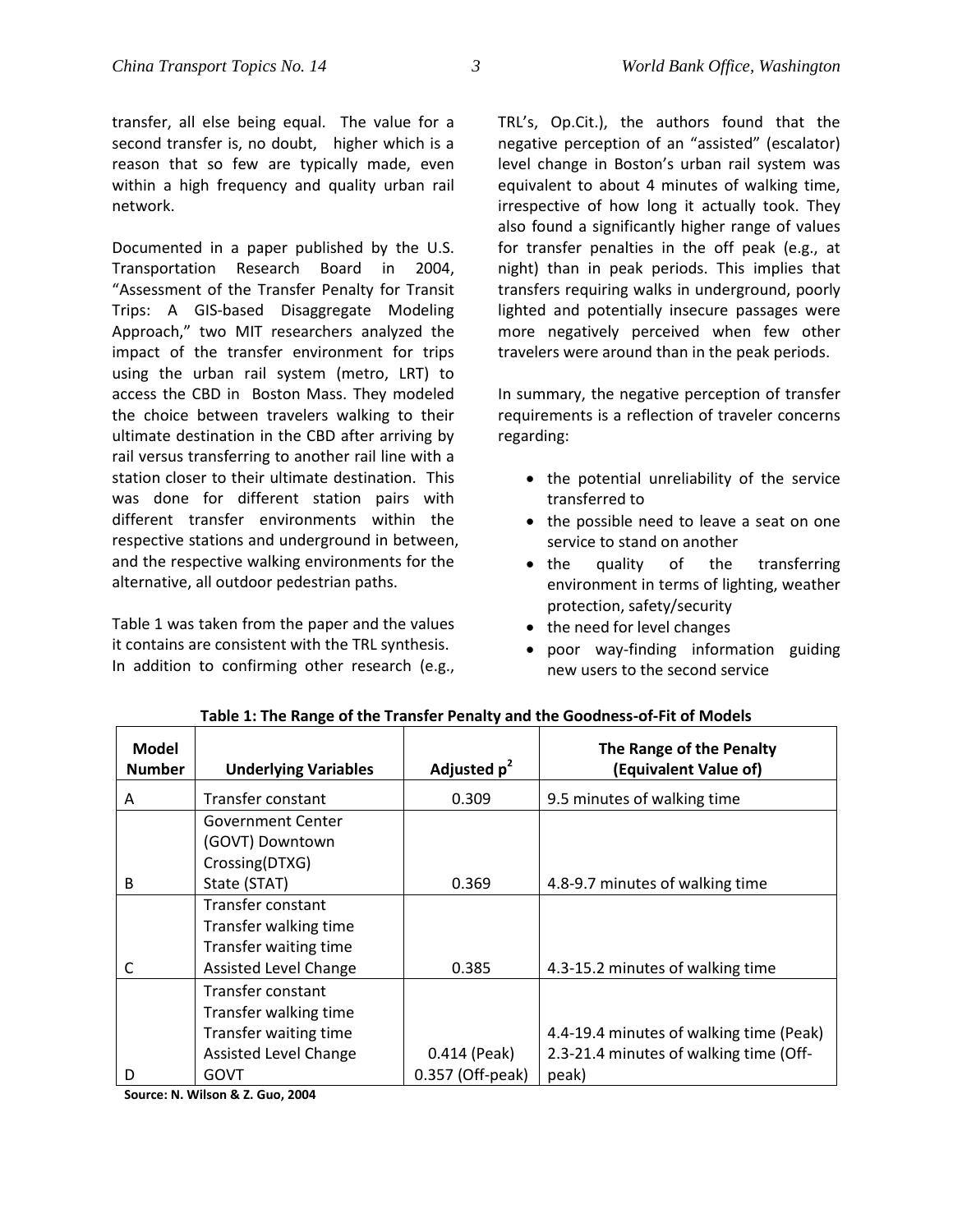transfer, all else being equal. The value for a second transfer is, no doubt, higher which is a reason that so few are typically made, even within a high frequency and quality urban rail network.

Documented in a paper published by the U.S. Transportation Research Board in 2004, "Assessment of the Transfer Penalty for Transit Trips: A GIS-based Disaggregate Modeling Approach," two MIT researchers analyzed the impact of the transfer environment for trips using the urban rail system (metro, LRT) to access the CBD in Boston Mass. They modeled the choice between travelers walking to their ultimate destination in the CBD after arriving by rail versus transferring to another rail line with a station closer to their ultimate destination. This was done for different station pairs with different transfer environments within the respective stations and underground in between, and the respective walking environments for the alternative, all outdoor pedestrian paths.

Table 1 was taken from the paper and the values it contains are consistent with the TRL synthesis. In addition to confirming other research (e.g., TRL's, Op.Cit.), the authors found that the negative perception of an "assisted" (escalator) level change in Boston's urban rail system was equivalent to about 4 minutes of walking time, irrespective of how long it actually took. They also found a significantly higher range of values for transfer penalties in the off peak (e.g., at night) than in peak periods. This implies that transfers requiring walks in underground, poorly lighted and potentially insecure passages were more negatively perceived when few other travelers were around than in the peak periods.

In summary, the negative perception of transfer requirements is a reflection of traveler concerns regarding:

- the potential unreliability of the service transferred to
- the possible need to leave a seat on one service to stand on another
- the quality of the transferring environment in terms of lighting, weather protection, safety/security
- the need for level changes
- poor way-finding information guiding new users to the second service

**Table 1: The Range of the Transfer Penalty and the Goodness-of-Fit of Models**

| Model Number | Underlying Variables | Adjusted $\rho^2$ | The Range of the Penalty (Equivalent Value of) |
|---|---|---|---|
| A | Transfer constant | 0.309 | 9.5 minutes of walking time |
| B | Government Center (GOVT) Downtown Crossing(DTXG) State (STAT) | 0.369 | 4.8-9.7 minutes of walking time |
| C | Transfer constant Transfer walking time Transfer waiting time Assisted Level Change | 0.385 | 4.3-15.2 minutes of walking time |
| D | Transfer constant Transfer walking time Transfer waiting time Assisted Level Change GOVT | 0.414 (Peak) 0.357 (Off-peak) | 4.4-19.4 minutes of walking time (Peak) 2.3-21.4 minutes of walking time (Off-peak) |

**Source: N. Wilson & Z. Guo, 2004**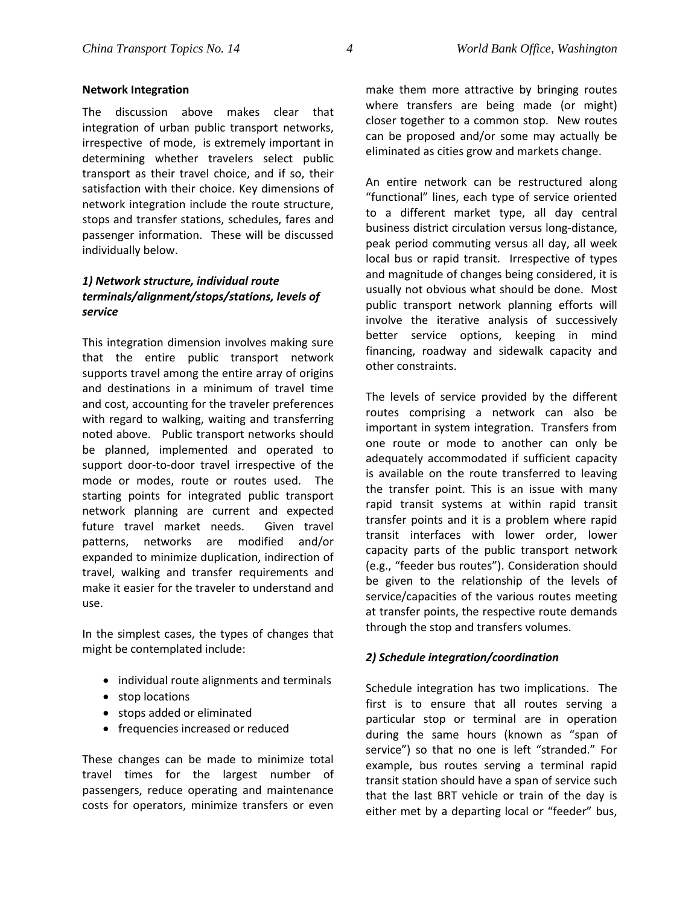## Network Integration

The discussion above makes clear that integration of urban public transport networks, irrespective of mode, is extremely important in determining whether travelers select public transport as their travel choice, and if so, their satisfaction with their choice. Key dimensions of network integration include the route structure, stops and transfer stations, schedules, fares and passenger information. These will be discussed individually below.

### *1) Network structure, individual route terminals/alignment/stops/stations, levels of service*

This integration dimension involves making sure that the entire public transport network supports travel among the entire array of origins and destinations in a minimum of travel time and cost, accounting for the traveler preferences with regard to walking, waiting and transferring noted above. Public transport networks should be planned, implemented and operated to support door-to-door travel irrespective of the mode or modes, route or routes used. The starting points for integrated public transport network planning are current and expected future travel market needs. Given travel patterns, networks are modified and/or expanded to minimize duplication, indirection of travel, walking and transfer requirements and make it easier for the traveler to understand and use.

In the simplest cases, the types of changes that might be contemplated include:

- individual route alignments and terminals
- stop locations
- stops added or eliminated
- frequencies increased or reduced

These changes can be made to minimize total travel times for the largest number of passengers, reduce operating and maintenance costs for operators, minimize transfers or even make them more attractive by bringing routes where transfers are being made (or might) closer together to a common stop. New routes can be proposed and/or some may actually be eliminated as cities grow and markets change.

An entire network can be restructured along "functional" lines, each type of service oriented to a different market type, all day central business district circulation versus long-distance, peak period commuting versus all day, all week local bus or rapid transit. Irrespective of types and magnitude of changes being considered, it is usually not obvious what should be done. Most public transport network planning efforts will involve the iterative analysis of successively better service options, keeping in mind financing, roadway and sidewalk capacity and other constraints.

The levels of service provided by the different routes comprising a network can also be important in system integration. Transfers from one route or mode to another can only be adequately accommodated if sufficient capacity is available on the route transferred to leaving the transfer point. This is an issue with many rapid transit systems at within rapid transit transfer points and it is a problem where rapid transit interfaces with lower order, lower capacity parts of the public transport network (e.g., "feeder bus routes"). Consideration should be given to the relationship of the levels of service/capacities of the various routes meeting at transfer points, the respective route demands through the stop and transfers volumes.

### *2) Schedule integration/coordination*

Schedule integration has two implications. The first is to ensure that all routes serving a particular stop or terminal are in operation during the same hours (known as "span of service") so that no one is left "stranded." For example, bus routes serving a terminal rapid transit station should have a span of service such that the last BRT vehicle or train of the day is either met by a departing local or "feeder" bus,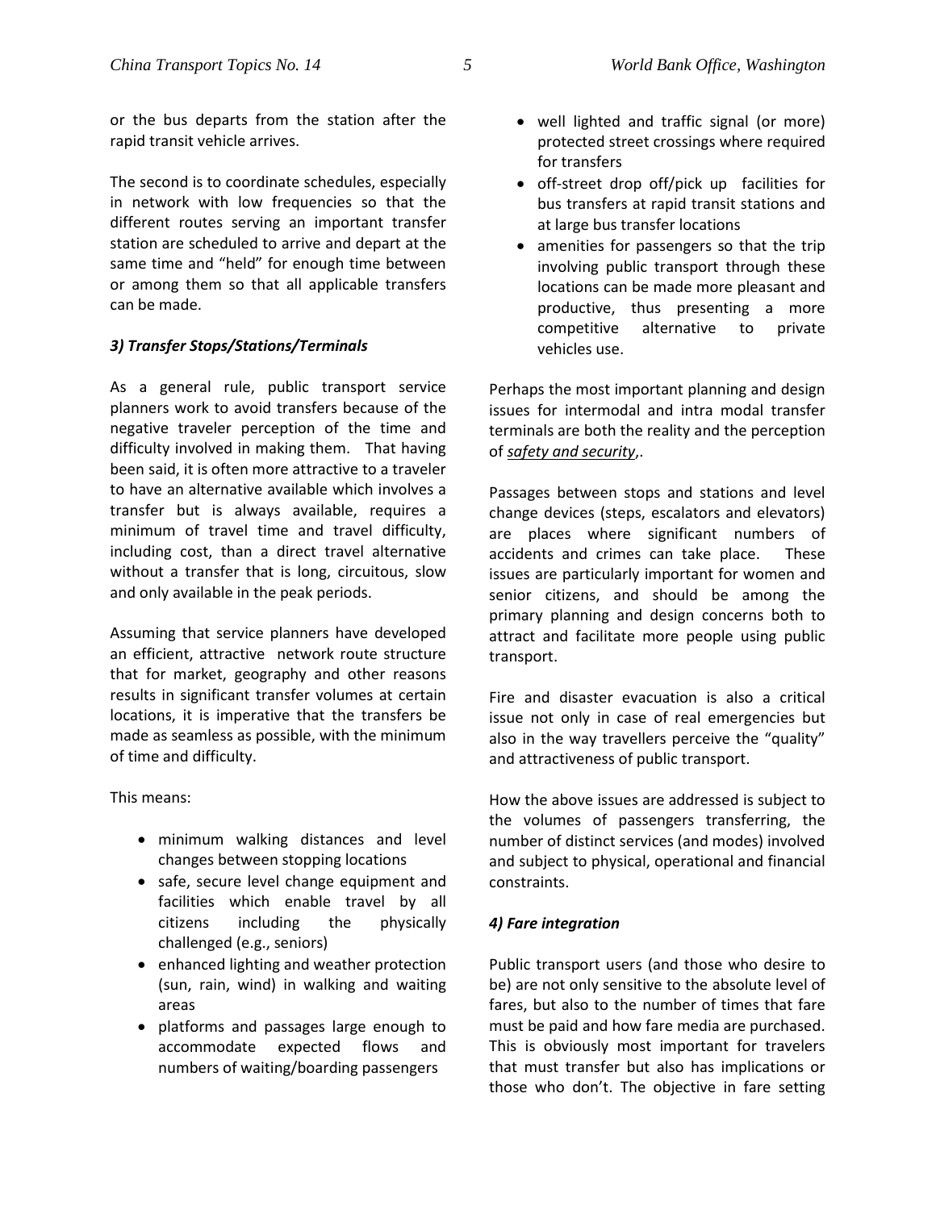or the bus departs from the station after the rapid transit vehicle arrives.

The second is to coordinate schedules, especially in network with low frequencies so that the different routes serving an important transfer station are scheduled to arrive and depart at the same time and "held" for enough time between or among them so that all applicable transfers can be made.

### *3) Transfer Stops/Stations/Terminals*

As a general rule, public transport service planners work to avoid transfers because of the negative traveler perception of the time and difficulty involved in making them. That having been said, it is often more attractive to a traveler to have an alternative available which involves a transfer but is always available, requires a minimum of travel time and travel difficulty, including cost, than a direct travel alternative without a transfer that is long, circuitous, slow and only available in the peak periods.

Assuming that service planners have developed an efficient, attractive network route structure that for market, geography and other reasons results in significant transfer volumes at certain locations, it is imperative that the transfers be made as seamless as possible, with the minimum of time and difficulty.

This means:

- minimum walking distances and level changes between stopping locations
- safe, secure level change equipment and facilities which enable travel by all citizens including the physically challenged (e.g., seniors)
- enhanced lighting and weather protection (sun, rain, wind) in walking and waiting areas
- platforms and passages large enough to accommodate expected flows and numbers of waiting/boarding passengers
- well lighted and traffic signal (or more) protected street crossings where required for transfers
- off-street drop off/pick up facilities for bus transfers at rapid transit stations and at large bus transfer locations
- amenities for passengers so that the trip involving public transport through these locations can be made more pleasant and productive, thus presenting a more competitive alternative to private vehicles use.

Perhaps the most important planning and design issues for intermodal and intra modal transfer terminals are both the reality and the perception of *safety and security*,.

Passages between stops and stations and level change devices (steps, escalators and elevators) are places where significant numbers of accidents and crimes can take place. These issues are particularly important for women and senior citizens, and should be among the primary planning and design concerns both to attract and facilitate more people using public transport.

Fire and disaster evacuation is also a critical issue not only in case of real emergencies but also in the way travellers perceive the "quality" and attractiveness of public transport.

How the above issues are addressed is subject to the volumes of passengers transferring, the number of distinct services (and modes) involved and subject to physical, operational and financial constraints.

### *4) Fare integration*

Public transport users (and those who desire to be) are not only sensitive to the absolute level of fares, but also to the number of times that fare must be paid and how fare media are purchased. This is obviously most important for travelers that must transfer but also has implications or those who don't. The objective in fare setting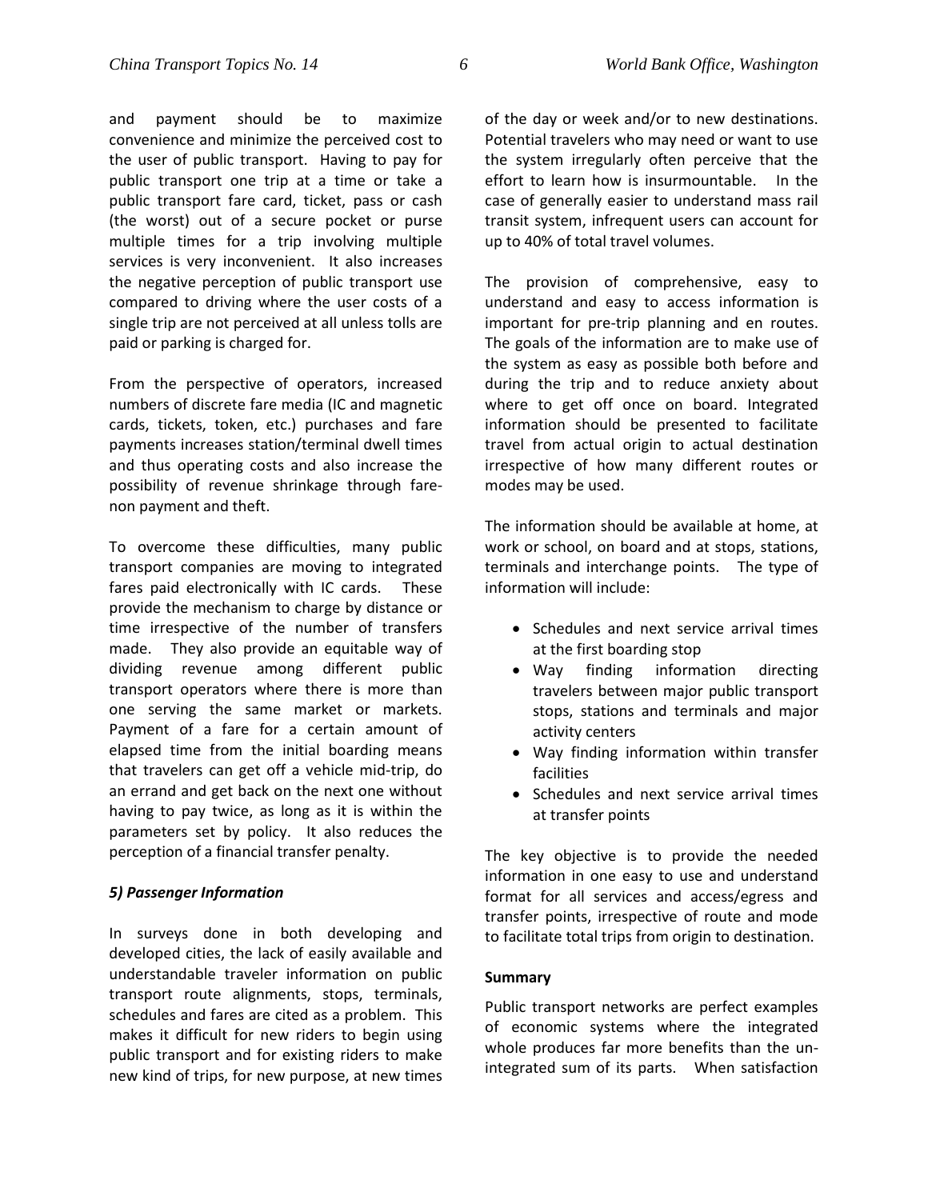and payment should be to maximize convenience and minimize the perceived cost to the user of public transport. Having to pay for public transport one trip at a time or take a public transport fare card, ticket, pass or cash (the worst) out of a secure pocket or purse multiple times for a trip involving multiple services is very inconvenient. It also increases the negative perception of public transport use compared to driving where the user costs of a single trip are not perceived at all unless tolls are paid or parking is charged for.

From the perspective of operators, increased numbers of discrete fare media (IC and magnetic cards, tickets, token, etc.) purchases and fare payments increases station/terminal dwell times and thus operating costs and also increase the possibility of revenue shrinkage through fare-non payment and theft.

To overcome these difficulties, many public transport companies are moving to integrated fares paid electronically with IC cards. These provide the mechanism to charge by distance or time irrespective of the number of transfers made. They also provide an equitable way of dividing revenue among different public transport operators where there is more than one serving the same market or markets. Payment of a fare for a certain amount of elapsed time from the initial boarding means that travelers can get off a vehicle mid-trip, do an errand and get back on the next one without having to pay twice, as long as it is within the parameters set by policy. It also reduces the perception of a financial transfer penalty.

### *5) Passenger Information*

In surveys done in both developing and developed cities, the lack of easily available and understandable traveler information on public transport route alignments, stops, terminals, schedules and fares are cited as a problem. This makes it difficult for new riders to begin using public transport and for existing riders to make new kind of trips, for new purpose, at new times of the day or week and/or to new destinations. Potential travelers who may need or want to use the system irregularly often perceive that the effort to learn how is insurmountable. In the case of generally easier to understand mass rail transit system, infrequent users can account for up to 40% of total travel volumes.

The provision of comprehensive, easy to understand and easy to access information is important for pre-trip planning and en routes. The goals of the information are to make use of the system as easy as possible both before and during the trip and to reduce anxiety about where to get off once on board. Integrated information should be presented to facilitate travel from actual origin to actual destination irrespective of how many different routes or modes may be used.

The information should be available at home, at work or school, on board and at stops, stations, terminals and interchange points. The type of information will include:

- Schedules and next service arrival times at the first boarding stop
- Way finding information directing travelers between major public transport stops, stations and terminals and major activity centers
- Way finding information within transfer facilities
- Schedules and next service arrival times at transfer points

The key objective is to provide the needed information in one easy to use and understand format for all services and access/egress and transfer points, irrespective of route and mode to facilitate total trips from origin to destination.

### Summary

Public transport networks are perfect examples of economic systems where the integrated whole produces far more benefits than the un-integrated sum of its parts. When satisfaction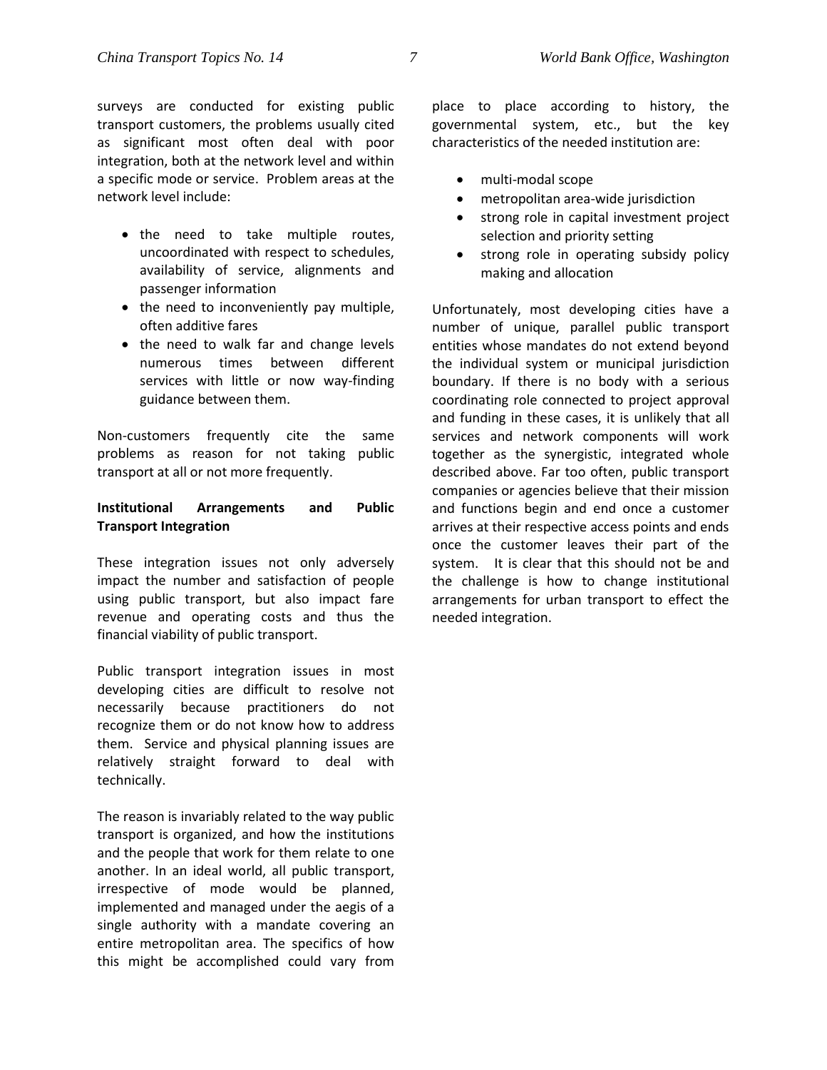surveys are conducted for existing public transport customers, the problems usually cited as significant most often deal with poor integration, both at the network level and within a specific mode or service. Problem areas at the network level include:

- the need to take multiple routes, uncoordinated with respect to schedules, availability of service, alignments and passenger information
- the need to inconveniently pay multiple, often additive fares
- the need to walk far and change levels numerous times between different services with little or now way-finding guidance between them.

Non-customers frequently cite the same problems as reason for not taking public transport at all or not more frequently.

**Institutional Arrangements and Public Transport Integration**

These integration issues not only adversely impact the number and satisfaction of people using public transport, but also impact fare revenue and operating costs and thus the financial viability of public transport.

Public transport integration issues in most developing cities are difficult to resolve not necessarily because practitioners do not recognize them or do not know how to address them. Service and physical planning issues are relatively straight forward to deal with technically.

The reason is invariably related to the way public transport is organized, and how the institutions and the people that work for them relate to one another. In an ideal world, all public transport, irrespective of mode would be planned, implemented and managed under the aegis of a single authority with a mandate covering an entire metropolitan area. The specifics of how this might be accomplished could vary from place to place according to history, the governmental system, etc., but the key characteristics of the needed institution are:

- multi-modal scope
- metropolitan area-wide jurisdiction
- strong role in capital investment project selection and priority setting
- strong role in operating subsidy policy making and allocation

Unfortunately, most developing cities have a number of unique, parallel public transport entities whose mandates do not extend beyond the individual system or municipal jurisdiction boundary. If there is no body with a serious coordinating role connected to project approval and funding in these cases, it is unlikely that all services and network components will work together as the synergistic, integrated whole described above. Far too often, public transport companies or agencies believe that their mission and functions begin and end once a customer arrives at their respective access points and ends once the customer leaves their part of the system. It is clear that this should not be and the challenge is how to change institutional arrangements for urban transport to effect the needed integration.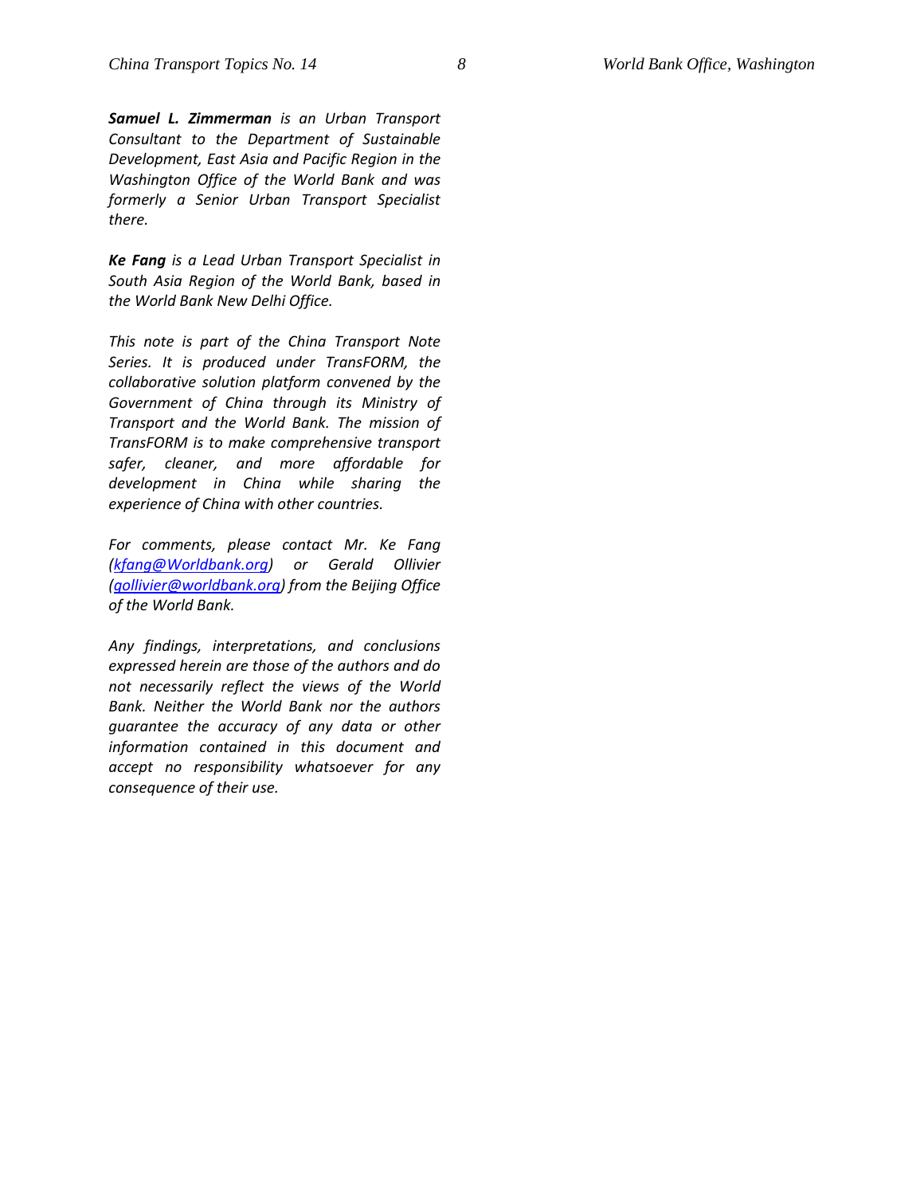***Samuel L. Zimmerman*** *is an Urban Transport Consultant to the Department of Sustainable Development, East Asia and Pacific Region in the Washington Office of the World Bank and was formerly a Senior Urban Transport Specialist there.*

***Ke Fang*** *is a Lead Urban Transport Specialist in South Asia Region of the World Bank, based in the World Bank New Delhi Office.*

*This note is part of the China Transport Note Series. It is produced under TransFORM, the collaborative solution platform convened by the Government of China through its Ministry of Transport and the World Bank. The mission of TransFORM is to make comprehensive transport safer, cleaner, and more affordable for development in China while sharing the experience of China with other countries.*

*For comments, please contact Mr. Ke Fang ([kfang@Worldbank.org](mailto:kfang@Worldbank.org)) or Gerald Ollivier ([gollivier@worldbank.org](mailto:gollivier@worldbank.org)) from the Beijing Office of the World Bank.*

*Any findings, interpretations, and conclusions expressed herein are those of the authors and do not necessarily reflect the views of the World Bank. Neither the World Bank nor the authors guarantee the accuracy of any data or other information contained in this document and accept no responsibility whatsoever for any consequence of their use.*